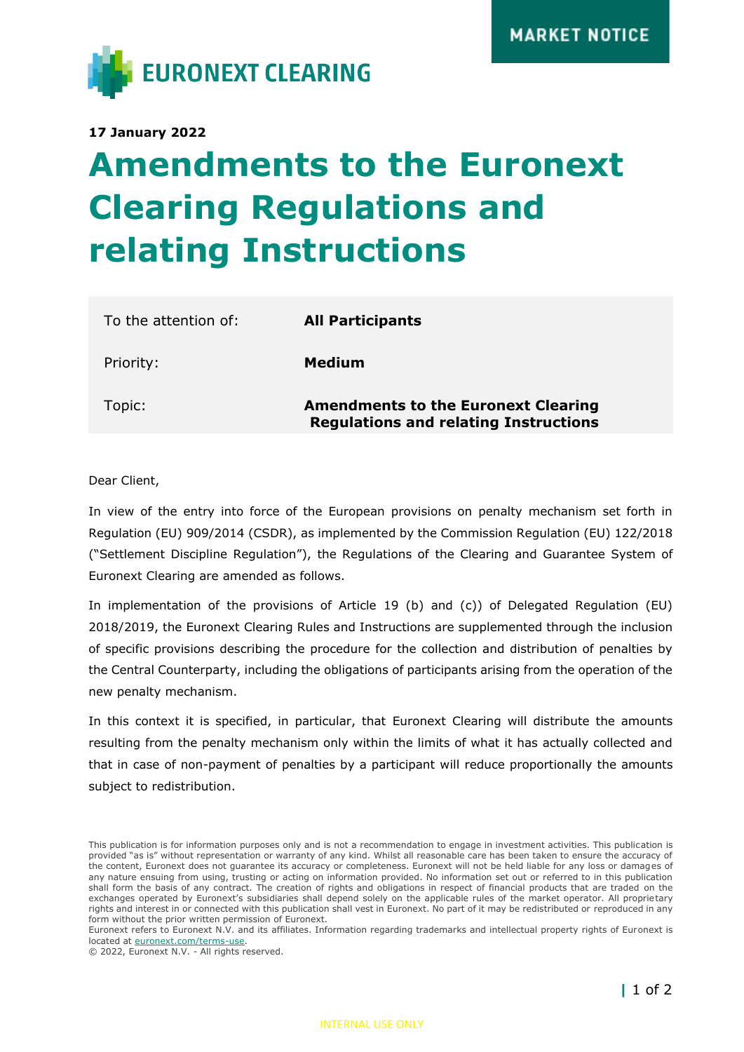MARKET NOTICE

EURONEXT CLEARING

**17 January 2022**

# Amendments to the Euronext Clearing Regulations and relating Instructions

| To the attention of: | **All Participants** |
|---|---|
| Priority: | **Medium** |
| Topic: | **Amendments to the Euronext Clearing Regulations and relating Instructions** |

Dear Client,

In view of the entry into force of the European provisions on penalty mechanism set forth in Regulation (EU) 909/2014 (CSDR), as implemented by the Commission Regulation (EU) 122/2018 ("Settlement Discipline Regulation"), the Regulations of the Clearing and Guarantee System of Euronext Clearing are amended as follows.

In implementation of the provisions of Article 19 (b) and (c)) of Delegated Regulation (EU) 2018/2019, the Euronext Clearing Rules and Instructions are supplemented through the inclusion of specific provisions describing the procedure for the collection and distribution of penalties by the Central Counterparty, including the obligations of participants arising from the operation of the new penalty mechanism.

In this context it is specified, in particular, that Euronext Clearing will distribute the amounts resulting from the penalty mechanism only within the limits of what it has actually collected and that in case of non-payment of penalties by a participant will reduce proportionally the amounts subject to redistribution.

This publication is for information purposes only and is not a recommendation to engage in investment activities. This publication is provided "as is" without representation or warranty of any kind. Whilst all reasonable care has been taken to ensure the accuracy of the content, Euronext does not guarantee its accuracy or completeness. Euronext will not be held liable for any loss or damages of any nature ensuing from using, trusting or acting on information provided. No information set out or referred to in this publication shall form the basis of any contract. The creation of rights and obligations in respect of financial products that are traded on the exchanges operated by Euronext's subsidiaries shall depend solely on the applicable rules of the market operator. All proprietary rights and interest in or connected with this publication shall vest in Euronext. No part of it may be redistributed or reproduced in any form without the prior written permission of Euronext.
Euronext refers to Euronext N.V. and its affiliates. Information regarding trademarks and intellectual property rights of Euronext is located at euronext.com/terms-use.
© 2022, Euronext N.V. - All rights reserved.

INTERNAL USE ONLY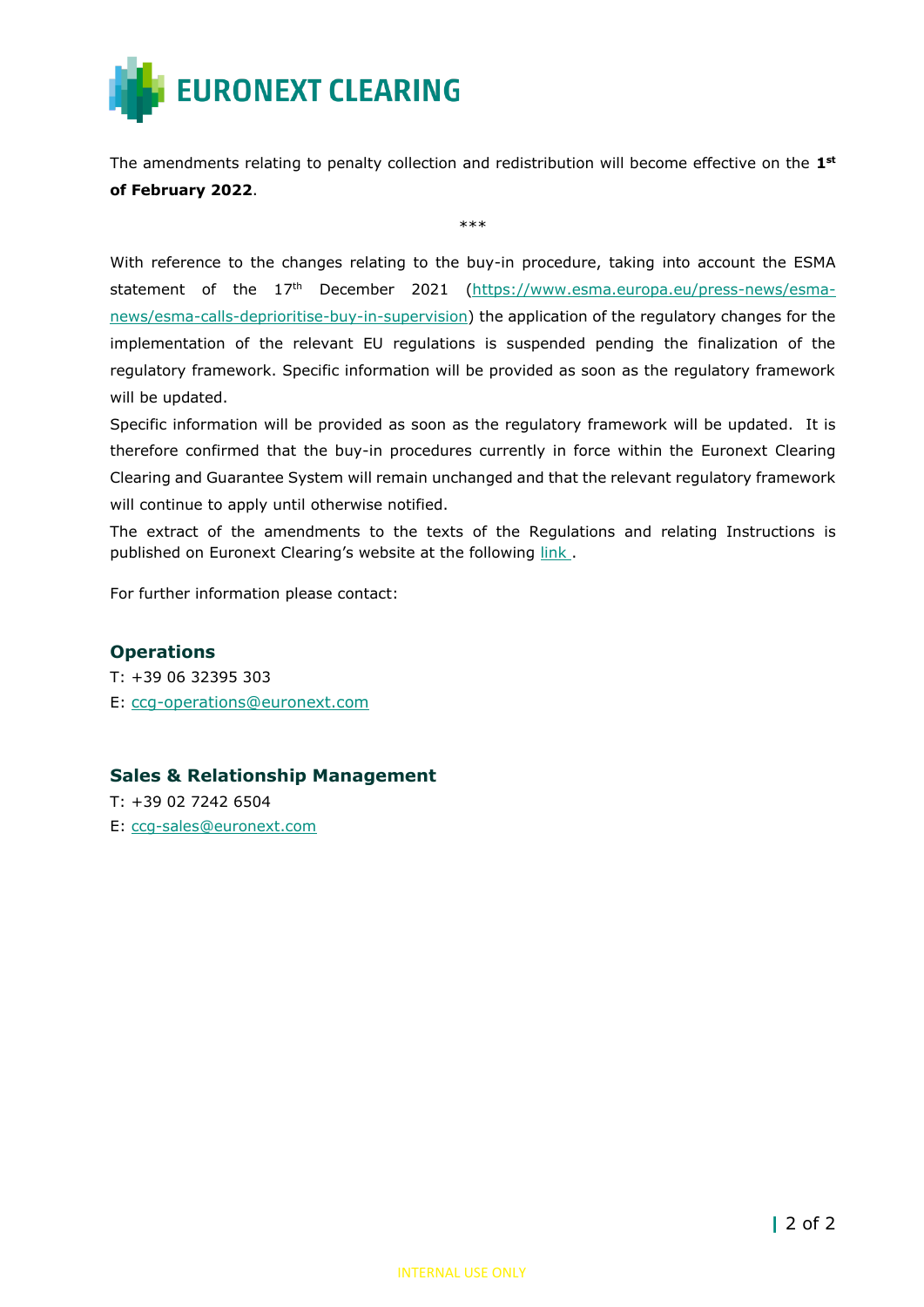The amendments relating to penalty collection and redistribution will become effective on the **1st of February 2022**.

\*\*\*

With reference to the changes relating to the buy-in procedure, taking into account the ESMA statement of the 17th December 2021 (https://www.esma.europa.eu/press-news/esma-news/esma-calls-deprioritise-buy-in-supervision) the application of the regulatory changes for the implementation of the relevant EU regulations is suspended pending the finalization of the regulatory framework. Specific information will be provided as soon as the regulatory framework will be updated.

Specific information will be provided as soon as the regulatory framework will be updated. It is therefore confirmed that the buy-in procedures currently in force within the Euronext Clearing Clearing and Guarantee System will remain unchanged and that the relevant regulatory framework will continue to apply until otherwise notified.

The extract of the amendments to the texts of the Regulations and relating Instructions is published on Euronext Clearing's website at the following link .

For further information please contact:

### Operations

T: +39 06 32395 303

E: ccg-operations@euronext.com

### Sales & Relationship Management

T: +39 02 7242 6504

E: ccg-sales@euronext.com

INTERNAL USE ONLY